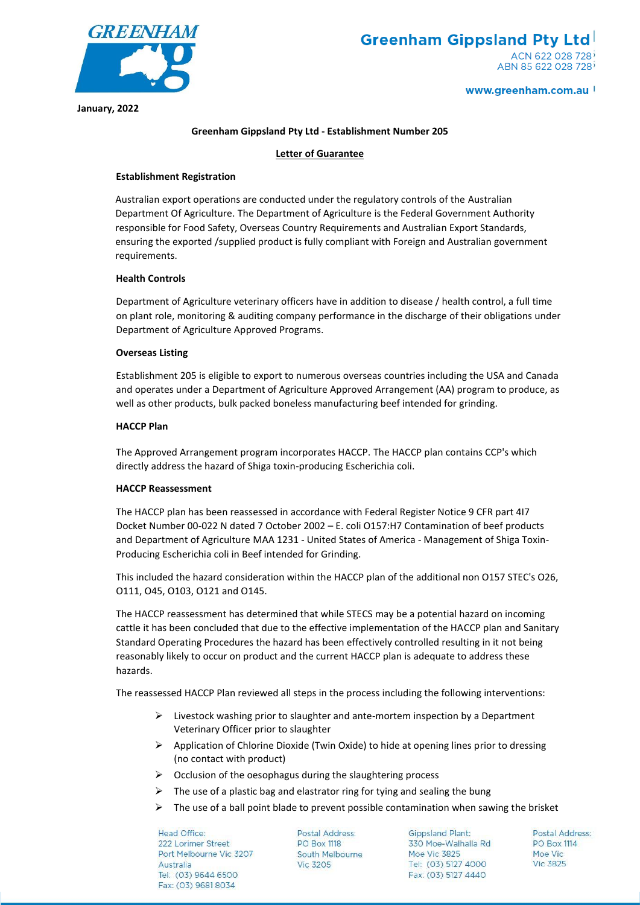**Greenham Gippsland Pty Ltd**
ACN 622 028 728
ABN 85 622 028 728

www.greenham.com.au

**January, 2022**

**Greenham Gippsland Pty Ltd - Establishment Number 205**

**Letter of Guarantee**

**Establishment Registration**

Australian export operations are conducted under the regulatory controls of the Australian Department Of Agriculture. The Department of Agriculture is the Federal Government Authority responsible for Food Safety, Overseas Country Requirements and Australian Export Standards, ensuring the exported /supplied product is fully compliant with Foreign and Australian government requirements.

**Health Controls**

Department of Agriculture veterinary officers have in addition to disease / health control, a full time on plant role, monitoring & auditing company performance in the discharge of their obligations under Department of Agriculture Approved Programs.

**Overseas Listing**

Establishment 205 is eligible to export to numerous overseas countries including the USA and Canada and operates under a Department of Agriculture Approved Arrangement (AA) program to produce, as well as other products, bulk packed boneless manufacturing beef intended for grinding.

**HACCP Plan**

The Approved Arrangement program incorporates HACCP. The HACCP plan contains CCP's which directly address the hazard of Shiga toxin-producing Escherichia coli.

**HACCP Reassessment**

The HACCP plan has been reassessed in accordance with Federal Register Notice 9 CFR part 4I7 Docket Number 00-022 N dated 7 October 2002 – E. coli O157:H7 Contamination of beef products and Department of Agriculture MAA 1231 - United States of America - Management of Shiga Toxin-Producing Escherichia coli in Beef intended for Grinding.

This included the hazard consideration within the HACCP plan of the additional non O157 STEC's O26, O111, O45, O103, O121 and O145.

The HACCP reassessment has determined that while STECS may be a potential hazard on incoming cattle it has been concluded that due to the effective implementation of the HACCP plan and Sanitary Standard Operating Procedures the hazard has been effectively controlled resulting in it not being reasonably likely to occur on product and the current HACCP plan is adequate to address these hazards.

The reassessed HACCP Plan reviewed all steps in the process including the following interventions:

- Livestock washing prior to slaughter and ante-mortem inspection by a Department Veterinary Officer prior to slaughter
- Application of Chlorine Dioxide (Twin Oxide) to hide at opening lines prior to dressing (no contact with product)
- Occlusion of the oesophagus during the slaughtering process
- The use of a plastic bag and elastrator ring for tying and sealing the bung
- The use of a ball point blade to prevent possible contamination when sawing the brisket

Head Office:
222 Lorimer Street
Port Melbourne Vic 3207
Australia
Tel: (03) 9644 6500
Fax: (03) 9681 8034

Postal Address:
PO Box 1118
South Melbourne
Vic 3205

Gippsland Plant:
330 Moe-Walhalla Rd
Moe Vic 3825
Tel: (03) 5127 4000
Fax: (03) 5127 4440

Postal Address:
PO Box 1114
Moe Vic
Vic 3825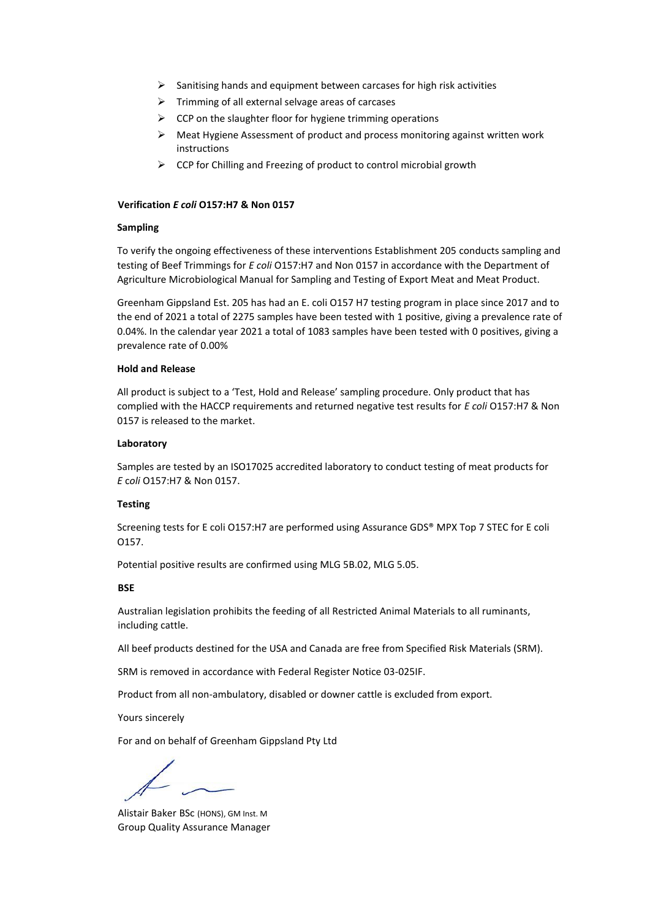- Sanitising hands and equipment between carcases for high risk activities
- Trimming of all external selvage areas of carcases
- CCP on the slaughter floor for hygiene trimming operations
- Meat Hygiene Assessment of product and process monitoring against written work instructions
- CCP for Chilling and Freezing of product to control microbial growth

**Verification *E coli* O157:H7 & Non 0157**

**Sampling**

To verify the ongoing effectiveness of these interventions Establishment 205 conducts sampling and testing of Beef Trimmings for *E coli* O157:H7 and Non 0157 in accordance with the Department of Agriculture Microbiological Manual for Sampling and Testing of Export Meat and Meat Product.

Greenham Gippsland Est. 205 has had an E. coli O157 H7 testing program in place since 2017 and to the end of 2021 a total of 2275 samples have been tested with 1 positive, giving a prevalence rate of 0.04%. In the calendar year 2021 a total of 1083 samples have been tested with 0 positives, giving a prevalence rate of 0.00%

**Hold and Release**

All product is subject to a 'Test, Hold and Release' sampling procedure. Only product that has complied with the HACCP requirements and returned negative test results for *E coli* O157:H7 & Non 0157 is released to the market.

**Laboratory**

Samples are tested by an ISO17025 accredited laboratory to conduct testing of meat products for *E coli* O157:H7 & Non 0157.

**Testing**

Screening tests for E coli O157:H7 are performed using Assurance GDS® MPX Top 7 STEC for E coli O157.

Potential positive results are confirmed using MLG 5B.02, MLG 5.05.

**BSE**

Australian legislation prohibits the feeding of all Restricted Animal Materials to all ruminants, including cattle.

All beef products destined for the USA and Canada are free from Specified Risk Materials (SRM).

SRM is removed in accordance with Federal Register Notice 03-025IF.

Product from all non-ambulatory, disabled or downer cattle is excluded from export.

Yours sincerely

For and on behalf of Greenham Gippsland Pty Ltd

Alistair Baker BSc (HONS), GM Inst. M
Group Quality Assurance Manager